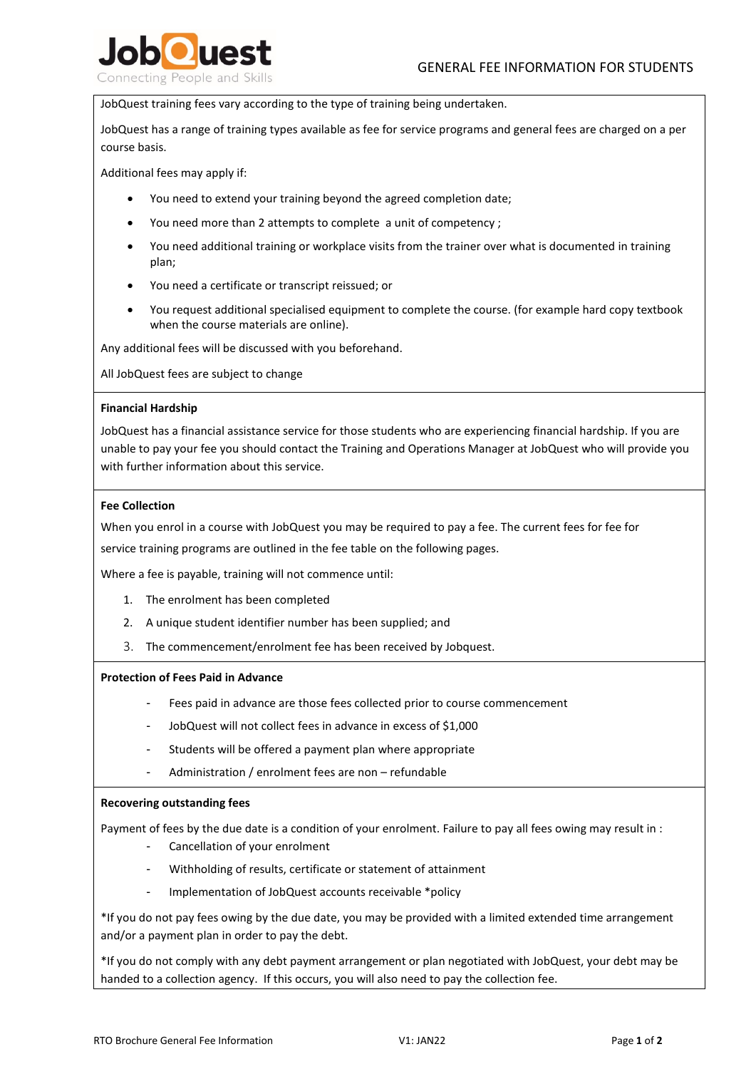JobQuest
Connecting People and Skills

# GENERAL FEE INFORMATION FOR STUDENTS

JobQuest training fees vary according to the type of training being undertaken.

JobQuest has a range of training types available as fee for service programs and general fees are charged on a per course basis.

Additional fees may apply if:

- You need to extend your training beyond the agreed completion date;
- You need more than 2 attempts to complete a unit of competency ;
- You need additional training or workplace visits from the trainer over what is documented in training plan;
- You need a certificate or transcript reissued; or
- You request additional specialised equipment to complete the course. (for example hard copy textbook when the course materials are online).

Any additional fees will be discussed with you beforehand.

All JobQuest fees are subject to change

**Financial Hardship**

JobQuest has a financial assistance service for those students who are experiencing financial hardship. If you are unable to pay your fee you should contact the Training and Operations Manager at JobQuest who will provide you with further information about this service.

**Fee Collection**

When you enrol in a course with JobQuest you may be required to pay a fee. The current fees for fee for service training programs are outlined in the fee table on the following pages.

Where a fee is payable, training will not commence until:

1. The enrolment has been completed
2. A unique student identifier number has been supplied; and
3. The commencement/enrolment fee has been received by Jobquest.

**Protection of Fees Paid in Advance**

- Fees paid in advance are those fees collected prior to course commencement
- JobQuest will not collect fees in advance in excess of $1,000
- Students will be offered a payment plan where appropriate
- Administration / enrolment fees are non – refundable

**Recovering outstanding fees**

Payment of fees by the due date is a condition of your enrolment. Failure to pay all fees owing may result in :

- Cancellation of your enrolment
- Withholding of results, certificate or statement of attainment
- Implementation of JobQuest accounts receivable *policy

*If you do not pay fees owing by the due date, you may be provided with a limited extended time arrangement and/or a payment plan in order to pay the debt.

*If you do not comply with any debt payment arrangement or plan negotiated with JobQuest, your debt may be handed to a collection agency. If this occurs, you will also need to pay the collection fee.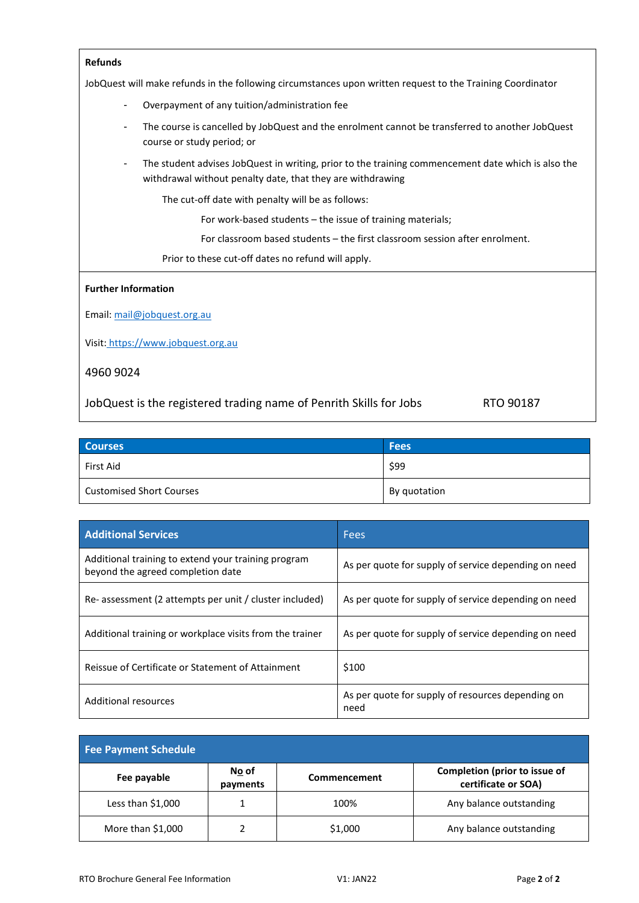**Refunds**

JobQuest will make refunds in the following circumstances upon written request to the Training Coordinator

- Overpayment of any tuition/administration fee
- The course is cancelled by JobQuest and the enrolment cannot be transferred to another JobQuest course or study period; or
- The student advises JobQuest in writing, prior to the training commencement date which is also the withdrawal without penalty date, that they are withdrawing

  The cut-off date with penalty will be as follows:

  For work-based students – the issue of training materials;

  For classroom based students – the first classroom session after enrolment.

  Prior to these cut-off dates no refund will apply.

**Further Information**

Email: mail@jobquest.org.au

Visit: https://www.jobquest.org.au

4960 9024

JobQuest is the registered trading name of Penrith Skills for Jobs RTO 90187

| Courses | Fees |
|---|---|
| First Aid | $99 |
| Customised Short Courses | By quotation |

| Additional Services | Fees |
|---|---|
| Additional training to extend your training program beyond the agreed completion date | As per quote for supply of service depending on need |
| Re- assessment (2 attempts per unit / cluster included) | As per quote for supply of service depending on need |
| Additional training or workplace visits from the trainer | As per quote for supply of service depending on need |
| Reissue of Certificate or Statement of Attainment | $100 |
| Additional resources | As per quote for supply of resources depending on need |

**Fee Payment Schedule**

| Fee payable | No of payments | Commencement | Completion (prior to issue of certificate or SOA) |
|---|---|---|---|
| Less than $1,000 | 1 | 100% | Any balance outstanding |
| More than $1,000 | 2 | $1,000 | Any balance outstanding |

RTO Brochure General Fee Information V1: JAN22